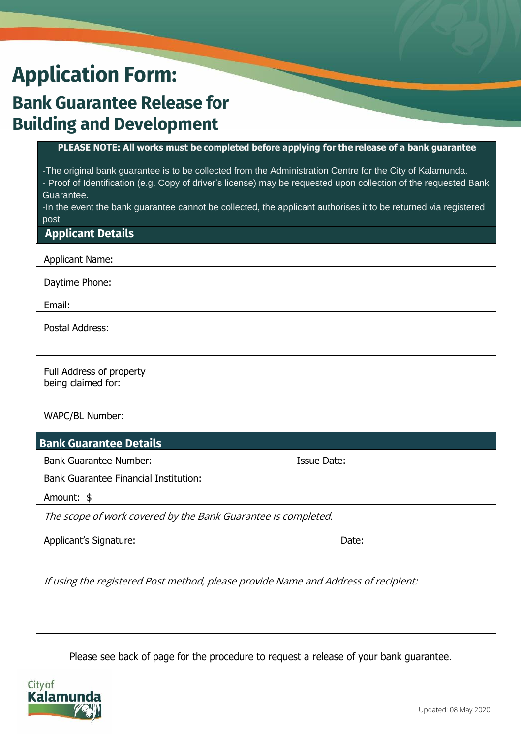# Application Form:

## Bank Guarantee Release for Building and Development

**PLEASE NOTE: All works must be completed before applying for the release of a bank guarantee**

-The original bank guarantee is to be collected from the Administration Centre for the City of Kalamunda.
- Proof of Identification (e.g. Copy of driver's license) may be requested upon collection of the requested Bank Guarantee.
-In the event the bank guarantee cannot be collected, the applicant authorises it to be returned via registered post

### Applicant Details

| | |
|---|---|
| Applicant Name: | |
| Daytime Phone: | |
| Email: | |
| Postal Address: | |
| Full Address of property being claimed for: | |
| WAPC/BL Number: | |

### Bank Guarantee Details

| | |
|---|---|
| Bank Guarantee Number: | Issue Date: |
| Bank Guarantee Financial Institution: | |
| Amount: $ | |

*The scope of work covered by the Bank Guarantee is completed.*

| | |
|---|---|
| Applicant's Signature: | Date: |

*If using the registered Post method, please provide Name and Address of recipient:*

Please see back of page for the procedure to request a release of your bank guarantee.

City of Kalamunda

Updated: 08 May 2020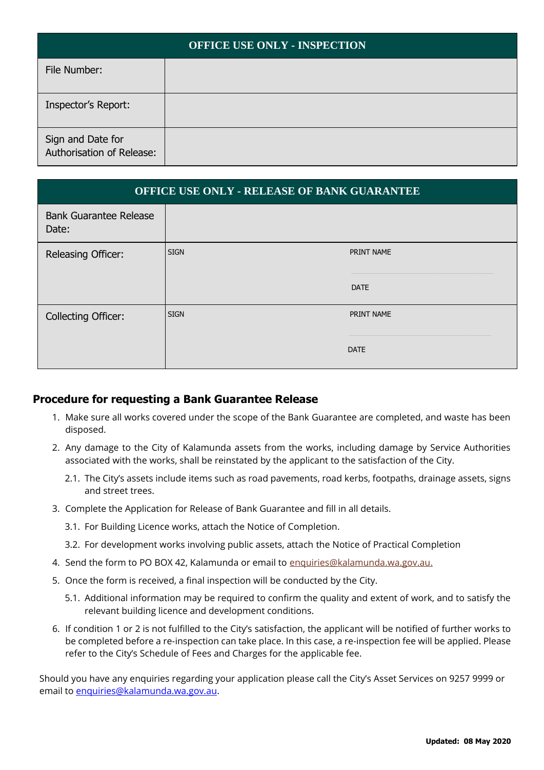| OFFICE USE ONLY - INSPECTION | |
|---|---|
| File Number: | |
| Inspector's Report: | |
| Sign and Date for Authorisation of Release: | |

| OFFICE USE ONLY - RELEASE OF BANK GUARANTEE | | |
|---|---|---|
| Bank Guarantee Release Date: | | |
| Releasing Officer: | SIGN | PRINT NAME<br>DATE |
| Collecting Officer: | SIGN | PRINT NAME<br>DATE |

## Procedure for requesting a Bank Guarantee Release

1. Make sure all works covered under the scope of the Bank Guarantee are completed, and waste has been disposed.
2. Any damage to the City of Kalamunda assets from the works, including damage by Service Authorities associated with the works, shall be reinstated by the applicant to the satisfaction of the City.
   2.1. The City's assets include items such as road pavements, road kerbs, footpaths, drainage assets, signs and street trees.
3. Complete the Application for Release of Bank Guarantee and fill in all details.
   3.1. For Building Licence works, attach the Notice of Completion.
   3.2. For development works involving public assets, attach the Notice of Practical Completion
4. Send the form to PO BOX 42, Kalamunda or email to enquiries@kalamunda.wa.gov.au.
5. Once the form is received, a final inspection will be conducted by the City.
   5.1. Additional information may be required to confirm the quality and extent of work, and to satisfy the relevant building licence and development conditions.
6. If condition 1 or 2 is not fulfilled to the City's satisfaction, the applicant will be notified of further works to be completed before a re-inspection can take place. In this case, a re-inspection fee will be applied. Please refer to the City's Schedule of Fees and Charges for the applicable fee.

Should you have any enquiries regarding your application please call the City's Asset Services on 9257 9999 or email to enquiries@kalamunda.wa.gov.au.

**Updated: 08 May 2020**